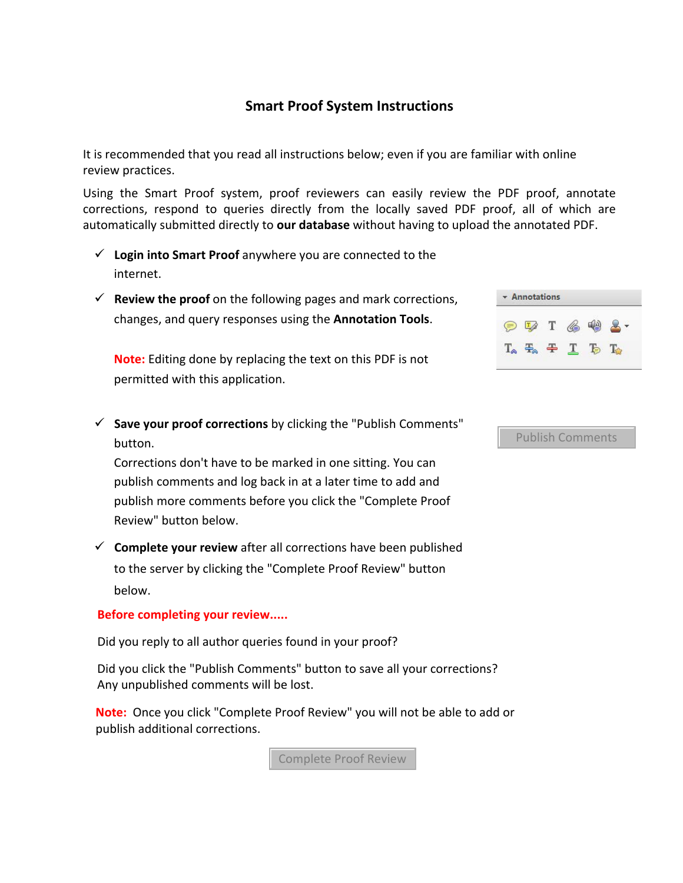# Smart Proof System Instructions

It is recommended that you read all instructions below; even if you are familiar with online review practices.

Using the Smart Proof system, proof reviewers can easily review the PDF proof, annotate corrections, respond to queries directly from the locally saved PDF proof, all of which are automatically submitted directly to **our database** without having to upload the annotated PDF.

- ✓ **Login into Smart Proof** anywhere you are connected to the internet.
- ✓ **Review the proof** on the following pages and mark corrections, changes, and query responses using the **Annotation Tools**.

  **Note:** Editing done by replacing the text on this PDF is not permitted with this application.

- ✓ **Save your proof corrections** by clicking the "Publish Comments" button.

  Corrections don't have to be marked in one sitting. You can publish comments and log back in at a later time to add and publish more comments before you click the "Complete Proof Review" button below.

- ✓ **Complete your review** after all corrections have been published to the server by clicking the "Complete Proof Review" button below.

Annotations

Publish Comments

**Before completing your review.....**

Did you reply to all author queries found in your proof?

Did you click the "Publish Comments" button to save all your corrections? Any unpublished comments will be lost.

**Note:** Once you click "Complete Proof Review" you will not be able to add or publish additional corrections.

Complete Proof Review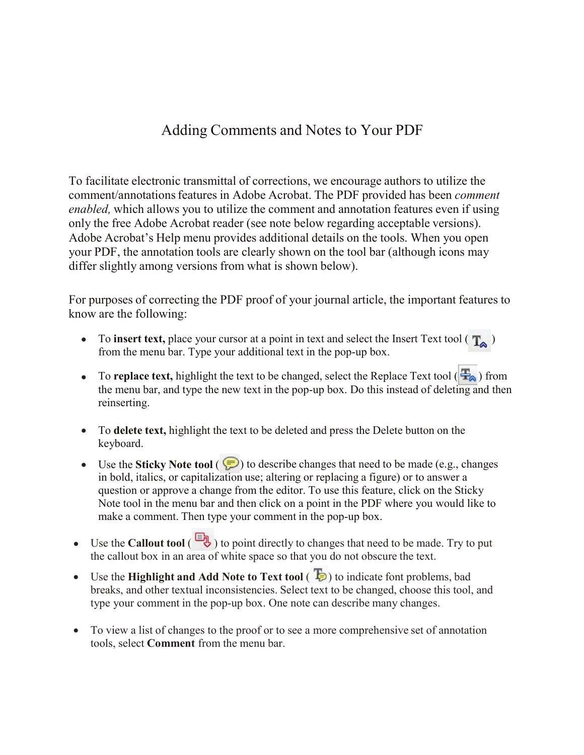# Adding Comments and Notes to Your PDF

To facilitate electronic transmittal of corrections, we encourage authors to utilize the comment/annotations features in Adobe Acrobat. The PDF provided has been *comment enabled,* which allows you to utilize the comment and annotation features even if using only the free Adobe Acrobat reader (see note below regarding acceptable versions). Adobe Acrobat's Help menu provides additional details on the tools. When you open your PDF, the annotation tools are clearly shown on the tool bar (although icons may differ slightly among versions from what is shown below).

For purposes of correcting the PDF proof of your journal article, the important features to know are the following:

- To **insert text,** place your cursor at a point in text and select the Insert Text tool ( ) from the menu bar. Type your additional text in the pop-up box.
- To **replace text,** highlight the text to be changed, select the Replace Text tool ( ) from the menu bar, and type the new text in the pop-up box. Do this instead of deleting and then reinserting.
- To **delete text,** highlight the text to be deleted and press the Delete button on the keyboard.
- Use the **Sticky Note tool** ( ) to describe changes that need to be made (e.g., changes in bold, italics, or capitalization use; altering or replacing a figure) or to answer a question or approve a change from the editor. To use this feature, click on the Sticky Note tool in the menu bar and then click on a point in the PDF where you would like to make a comment. Then type your comment in the pop-up box.
- Use the **Callout tool** ( ) to point directly to changes that need to be made. Try to put the callout box in an area of white space so that you do not obscure the text.
- Use the **Highlight and Add Note to Text tool** ( ) to indicate font problems, bad breaks, and other textual inconsistencies. Select text to be changed, choose this tool, and type your comment in the pop-up box. One note can describe many changes.
- To view a list of changes to the proof or to see a more comprehensive set of annotation tools, select **Comment** from the menu bar.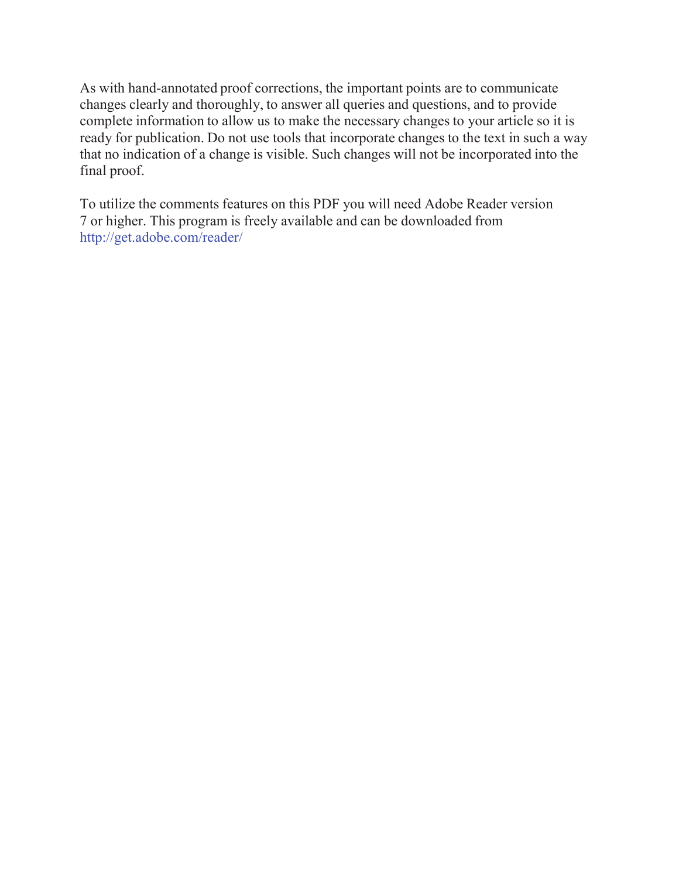As with hand-annotated proof corrections, the important points are to communicate changes clearly and thoroughly, to answer all queries and questions, and to provide complete information to allow us to make the necessary changes to your article so it is ready for publication. Do not use tools that incorporate changes to the text in such a way that no indication of a change is visible. Such changes will not be incorporated into the final proof.

To utilize the comments features on this PDF you will need Adobe Reader version 7 or higher. This program is freely available and can be downloaded from http://get.adobe.com/reader/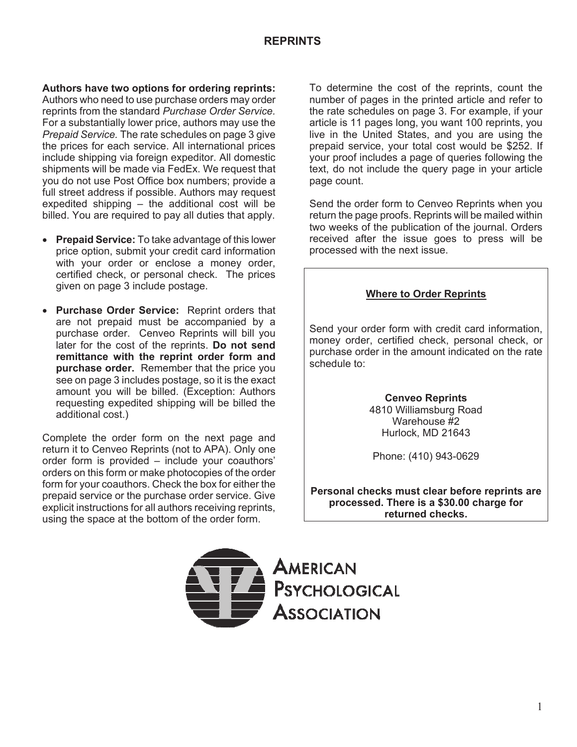# REPRINTS

**Authors have two options for ordering reprints:** Authors who need to use purchase orders may order reprints from the standard *Purchase Order Service.* For a substantially lower price, authors may use the *Prepaid Service.* The rate schedules on page 3 give the prices for each service. All international prices include shipping via foreign expeditor. All domestic shipments will be made via FedEx. We request that you do not use Post Office box numbers; provide a full street address if possible. Authors may request expedited shipping – the additional cost will be billed. You are required to pay all duties that apply.

- **Prepaid Service:** To take advantage of this lower price option, submit your credit card information with your order or enclose a money order, certified check, or personal check. The prices given on page 3 include postage.
- **Purchase Order Service:** Reprint orders that are not prepaid must be accompanied by a purchase order. Cenveo Reprints will bill you later for the cost of the reprints. **Do not send remittance with the reprint order form and purchase order.** Remember that the price you see on page 3 includes postage, so it is the exact amount you will be billed. (Exception: Authors requesting expedited shipping will be billed the additional cost.)

Complete the order form on the next page and return it to Cenveo Reprints (not to APA). Only one order form is provided – include your coauthors' orders on this form or make photocopies of the order form for your coauthors. Check the box for either the prepaid service or the purchase order service. Give explicit instructions for all authors receiving reprints, using the space at the bottom of the order form.

To determine the cost of the reprints, count the number of pages in the printed article and refer to the rate schedules on page 3. For example, if your article is 11 pages long, you want 100 reprints, you live in the United States, and you are using the prepaid service, your total cost would be $252. If your proof includes a page of queries following the text, do not include the query page in your article page count.

Send the order form to Cenveo Reprints when you return the page proofs. Reprints will be mailed within two weeks of the publication of the journal. Orders received after the issue goes to press will be processed with the next issue.

## Where to Order Reprints

Send your order form with credit card information, money order, certified check, personal check, or purchase order in the amount indicated on the rate schedule to:

**Cenveo Reprints**
4810 Williamsburg Road
Warehouse #2
Hurlock, MD 21643

Phone: (410) 943-0629

**Personal checks must clear before reprints are processed. There is a $30.00 charge for returned checks.**

AMERICAN PSYCHOLOGICAL ASSOCIATION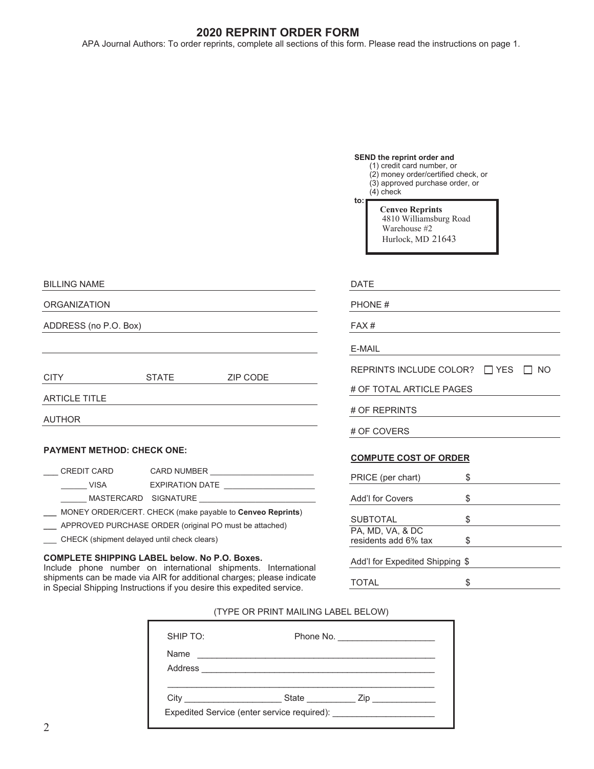# 2020 REPRINT ORDER FORM

APA Journal Authors: To order reprints, complete all sections of this form. Please read the instructions on page 1.

**SEND the reprint order and**
(1) credit card number, or
(2) money order/certified check, or
(3) approved purchase order, or
(4) check

**to:**

**Cenveo Reprints**
4810 Williamsburg Road
Warehouse #2
Hurlock, MD 21643

BILLING NAME ______________________________

ORGANIZATION ______________________________

ADDRESS (no P.O. Box) ______________________________

______________________________

CITY ____________ STATE ____________ ZIP CODE ____________

ARTICLE TITLE ______________________________

AUTHOR ______________________________

DATE ______________________________

PHONE # ______________________________

FAX # ______________________________

E-MAIL ______________________________

REPRINTS INCLUDE COLOR? ☐ YES ☐ NO

# OF TOTAL ARTICLE PAGES ______________________________

# OF REPRINTS ______________________________

# OF COVERS ______________________________

**PAYMENT METHOD: CHECK ONE:**

___ CREDIT CARD CARD NUMBER ______________________

______ VISA EXPIRATION DATE ______________________

______ MASTERCARD SIGNATURE ______________________

___ MONEY ORDER/CERT. CHECK (make payable to **Cenveo Reprints**)

___ APPROVED PURCHASE ORDER (original PO must be attached)

___ CHECK (shipment delayed until check clears)

**COMPLETE SHIPPING LABEL below. No P.O. Boxes.**
Include phone number on international shipments. International shipments can be made via AIR for additional charges; please indicate in Special Shipping Instructions if you desire this expedited service.

**COMPUTE COST OF ORDER**

| | |
|---|---|
| PRICE (per chart) | $ |
| Add'l for Covers | $ |
| SUBTOTAL | $ |
| PA, MD, VA, & DC residents add 6% tax | $ |
| Add'l for Expedited Shipping | $ |
| TOTAL | $ |

(TYPE OR PRINT MAILING LABEL BELOW)

SHIP TO: Phone No. ______________________

Name ______________________________________________

Address ______________________________________________

______________________________________________

City ____________________ State __________ Zip _____________

Expedited Service (enter service required): ______________________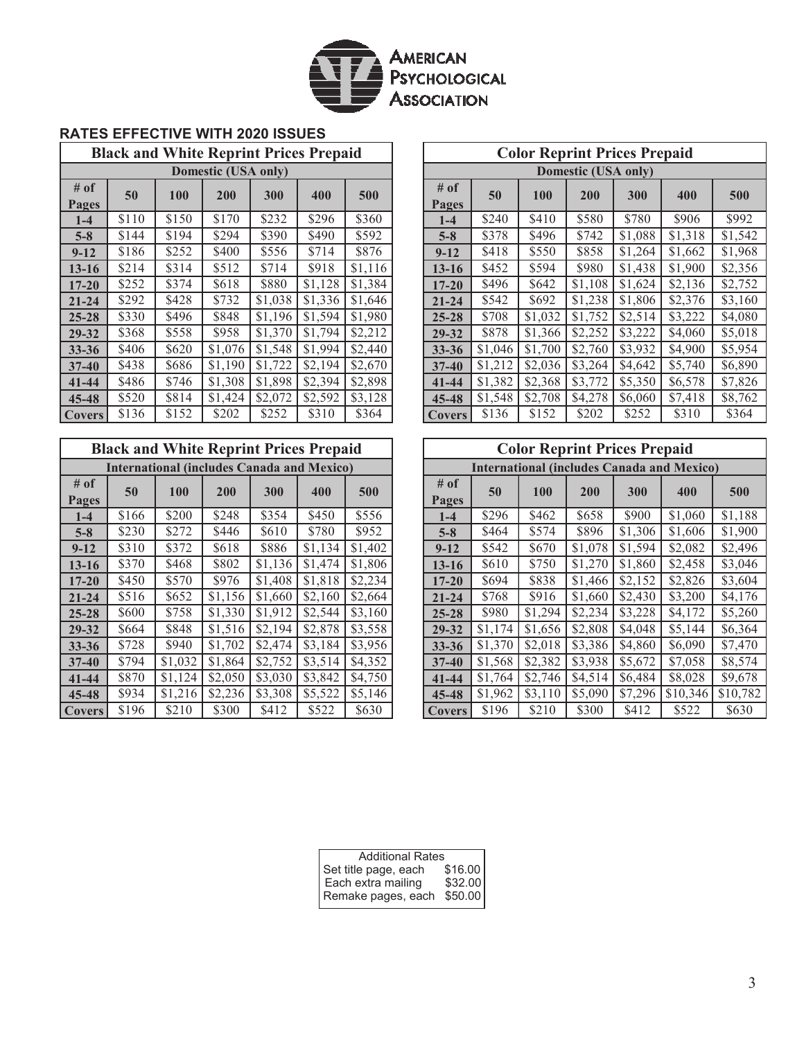AMERICAN PSYCHOLOGICAL ASSOCIATION

### RATES EFFECTIVE WITH 2020 ISSUES

| Black and White Reprint Prices Prepaid | | | | | | |
|---|---|---|---|---|---|---|
| Domestic (USA only) | | | | | | |
| # of Pages | 50 | 100 | 200 | 300 | 400 | 500 |
| 1-4 | $110 | $150 | $170 | $232 | $296 | $360 |
| 5-8 | $144 | $194 | $294 | $390 | $490 | $592 |
| 9-12 | $186 | $252 | $400 | $556 | $714 | $876 |
| 13-16 | $214 | $314 | $512 | $714 | $918 | $1,116 |
| 17-20 | $252 | $374 | $618 | $880 | $1,128 | $1,384 |
| 21-24 | $292 | $428 | $732 | $1,038 | $1,336 | $1,646 |
| 25-28 | $330 | $496 | $848 | $1,196 | $1,594 | $1,980 |
| 29-32 | $368 | $558 | $958 | $1,370 | $1,794 | $2,212 |
| 33-36 | $406 | $620 | $1,076 | $1,548 | $1,994 | $2,440 |
| 37-40 | $438 | $686 | $1,190 | $1,722 | $2,194 | $2,670 |
| 41-44 | $486 | $746 | $1,308 | $1,898 | $2,394 | $2,898 |
| 45-48 | $520 | $814 | $1,424 | $2,072 | $2,592 | $3,128 |
| Covers | $136 | $152 | $202 | $252 | $310 | $364 |

| Color Reprint Prices Prepaid | | | | | | |
|---|---|---|---|---|---|---|
| Domestic (USA only) | | | | | | |
| # of Pages | 50 | 100 | 200 | 300 | 400 | 500 |
| 1-4 | $240 | $410 | $580 | $780 | $906 | $992 |
| 5-8 | $378 | $496 | $742 | $1,088 | $1,318 | $1,542 |
| 9-12 | $418 | $550 | $858 | $1,264 | $1,662 | $1,968 |
| 13-16 | $452 | $594 | $980 | $1,438 | $1,900 | $2,356 |
| 17-20 | $496 | $642 | $1,108 | $1,624 | $2,136 | $2,752 |
| 21-24 | $542 | $692 | $1,238 | $1,806 | $2,376 | $3,160 |
| 25-28 | $708 | $1,032 | $1,752 | $2,514 | $3,222 | $4,080 |
| 29-32 | $878 | $1,366 | $2,252 | $3,222 | $4,060 | $5,018 |
| 33-36 | $1,046 | $1,700 | $2,760 | $3,932 | $4,900 | $5,954 |
| 37-40 | $1,212 | $2,036 | $3,264 | $4,642 | $5,740 | $6,890 |
| 41-44 | $1,382 | $2,368 | $3,772 | $5,350 | $6,578 | $7,826 |
| 45-48 | $1,548 | $2,708 | $4,278 | $6,060 | $7,418 | $8,762 |
| Covers | $136 | $152 | $202 | $252 | $310 | $364 |

| Black and White Reprint Prices Prepaid | | | | | | |
|---|---|---|---|---|---|---|
| International (includes Canada and Mexico) | | | | | | |
| # of Pages | 50 | 100 | 200 | 300 | 400 | 500 |
| 1-4 | $166 | $200 | $248 | $354 | $450 | $556 |
| 5-8 | $230 | $272 | $446 | $610 | $780 | $952 |
| 9-12 | $310 | $372 | $618 | $886 | $1,134 | $1,402 |
| 13-16 | $370 | $468 | $802 | $1,136 | $1,474 | $1,806 |
| 17-20 | $450 | $570 | $976 | $1,408 | $1,818 | $2,234 |
| 21-24 | $516 | $652 | $1,156 | $1,660 | $2,160 | $2,664 |
| 25-28 | $600 | $758 | $1,330 | $1,912 | $2,544 | $3,160 |
| 29-32 | $664 | $848 | $1,516 | $2,194 | $2,878 | $3,558 |
| 33-36 | $728 | $940 | $1,702 | $2,474 | $3,184 | $3,956 |
| 37-40 | $794 | $1,032 | $1,864 | $2,752 | $3,514 | $4,352 |
| 41-44 | $870 | $1,124 | $2,050 | $3,030 | $3,842 | $4,750 |
| 45-48 | $934 | $1,216 | $2,236 | $3,308 | $5,522 | $5,146 |
| Covers | $196 | $210 | $300 | $412 | $522 | $630 |

| Color Reprint Prices Prepaid | | | | | | |
|---|---|---|---|---|---|---|
| International (includes Canada and Mexico) | | | | | | |
| # of Pages | 50 | 100 | 200 | 300 | 400 | 500 |
| 1-4 | $296 | $462 | $658 | $900 | $1,060 | $1,188 |
| 5-8 | $464 | $574 | $896 | $1,306 | $1,606 | $1,900 |
| 9-12 | $542 | $670 | $1,078 | $1,594 | $2,082 | $2,496 |
| 13-16 | $610 | $750 | $1,270 | $1,860 | $2,458 | $3,046 |
| 17-20 | $694 | $838 | $1,466 | $2,152 | $2,826 | $3,604 |
| 21-24 | $768 | $916 | $1,660 | $2,430 | $3,200 | $4,176 |
| 25-28 | $980 | $1,294 | $2,234 | $3,228 | $4,172 | $5,260 |
| 29-32 | $1,174 | $1,656 | $2,808 | $4,048 | $5,144 | $6,364 |
| 33-36 | $1,370 | $2,018 | $3,386 | $4,860 | $6,090 | $7,470 |
| 37-40 | $1,568 | $2,382 | $3,938 | $5,672 | $7,058 | $8,574 |
| 41-44 | $1,764 | $2,746 | $4,514 | $6,484 | $8,028 | $9,678 |
| 45-48 | $1,962 | $3,110 | $5,090 | $7,296 | $10,346 | $10,782 |
| Covers | $196 | $210 | $300 | $412 | $522 | $630 |

| Additional Rates | |
|---|---|
| Set title page, each | $16.00 |
| Each extra mailing | $32.00 |
| Remake pages, each | $50.00 |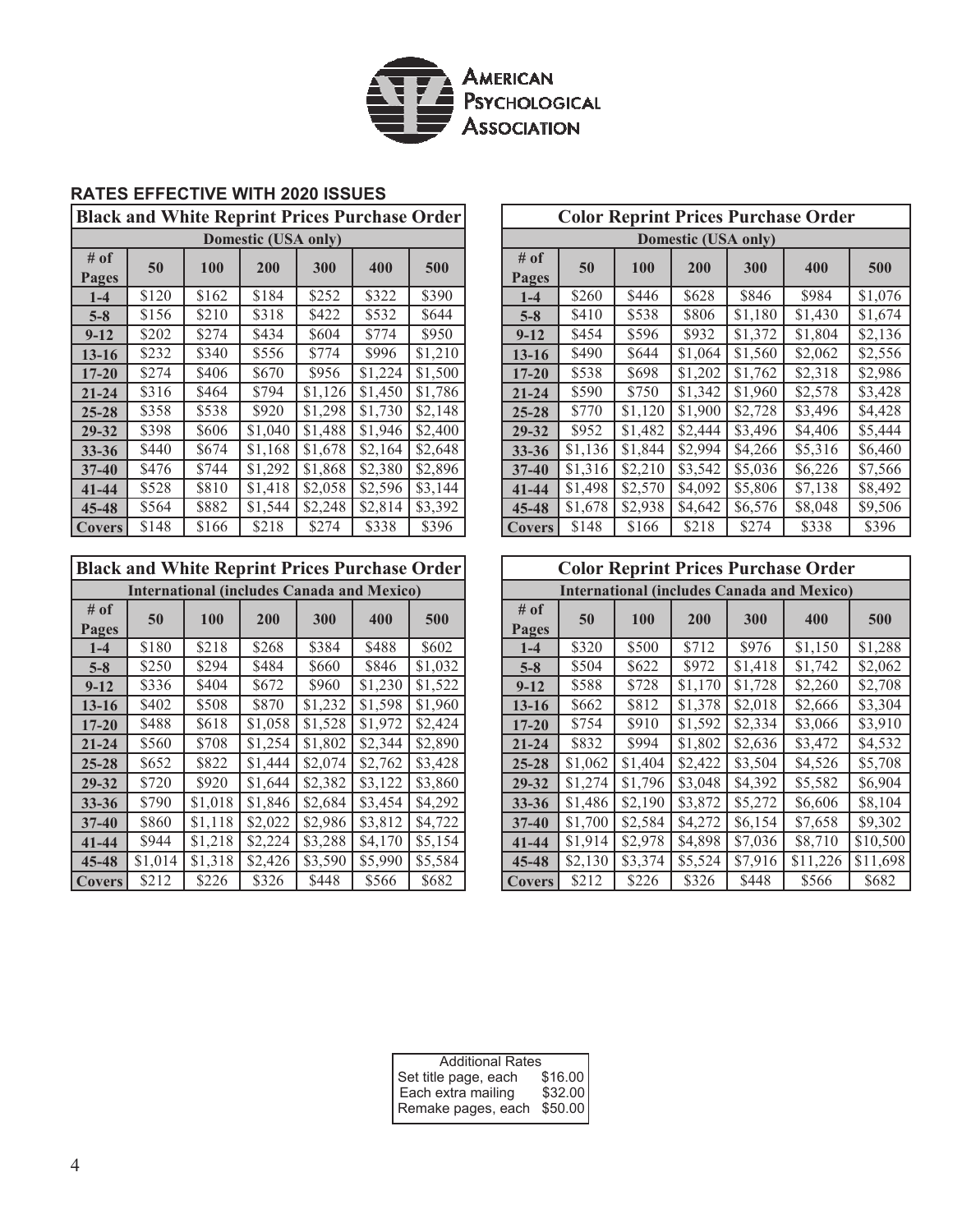AMERICAN PSYCHOLOGICAL ASSOCIATION

## RATES EFFECTIVE WITH 2020 ISSUES

| Black and White Reprint Prices Purchase Order | | | | | | |
|---|---|---|---|---|---|---|
| Domestic (USA only) | | | | | | |
| # of Pages | 50 | 100 | 200 | 300 | 400 | 500 |
| 1-4 | $120 | $162 | $184 | $252 | $322 | $390 |
| 5-8 | $156 | $210 | $318 | $422 | $532 | $644 |
| 9-12 | $202 | $274 | $434 | $604 | $774 | $950 |
| 13-16 | $232 | $340 | $556 | $774 | $996 | $1,210 |
| 17-20 | $274 | $406 | $670 | $956 | $1,224 | $1,500 |
| 21-24 | $316 | $464 | $794 | $1,126 | $1,450 | $1,786 |
| 25-28 | $358 | $538 | $920 | $1,298 | $1,730 | $2,148 |
| 29-32 | $398 | $606 | $1,040 | $1,488 | $1,946 | $2,400 |
| 33-36 | $440 | $674 | $1,168 | $1,678 | $2,164 | $2,648 |
| 37-40 | $476 | $744 | $1,292 | $1,868 | $2,380 | $2,896 |
| 41-44 | $528 | $810 | $1,418 | $2,058 | $2,596 | $3,144 |
| 45-48 | $564 | $882 | $1,544 | $2,248 | $2,814 | $3,392 |
| Covers | $148 | $166 | $218 | $274 | $338 | $396 |

| Color Reprint Prices Purchase Order | | | | | | |
|---|---|---|---|---|---|---|
| Domestic (USA only) | | | | | | |
| # of Pages | 50 | 100 | 200 | 300 | 400 | 500 |
| 1-4 | $260 | $446 | $628 | $846 | $984 | $1,076 |
| 5-8 | $410 | $538 | $806 | $1,180 | $1,430 | $1,674 |
| 9-12 | $454 | $596 | $932 | $1,372 | $1,804 | $2,136 |
| 13-16 | $490 | $644 | $1,064 | $1,560 | $2,062 | $2,556 |
| 17-20 | $538 | $698 | $1,202 | $1,762 | $2,318 | $2,986 |
| 21-24 | $590 | $750 | $1,342 | $1,960 | $2,578 | $3,428 |
| 25-28 | $770 | $1,120 | $1,900 | $2,728 | $3,496 | $4,428 |
| 29-32 | $952 | $1,482 | $2,444 | $3,496 | $4,406 | $5,444 |
| 33-36 | $1,136 | $1,844 | $2,994 | $4,266 | $5,316 | $6,460 |
| 37-40 | $1,316 | $2,210 | $3,542 | $5,036 | $6,226 | $7,566 |
| 41-44 | $1,498 | $2,570 | $4,092 | $5,806 | $7,138 | $8,492 |
| 45-48 | $1,678 | $2,938 | $4,642 | $6,576 | $8,048 | $9,506 |
| Covers | $148 | $166 | $218 | $274 | $338 | $396 |

| Black and White Reprint Prices Purchase Order | | | | | | |
|---|---|---|---|---|---|---|
| International (includes Canada and Mexico) | | | | | | |
| # of Pages | 50 | 100 | 200 | 300 | 400 | 500 |
| 1-4 | $180 | $218 | $268 | $384 | $488 | $602 |
| 5-8 | $250 | $294 | $484 | $660 | $846 | $1,032 |
| 9-12 | $336 | $404 | $672 | $960 | $1,230 | $1,522 |
| 13-16 | $402 | $508 | $870 | $1,232 | $1,598 | $1,960 |
| 17-20 | $488 | $618 | $1,058 | $1,528 | $1,972 | $2,424 |
| 21-24 | $560 | $708 | $1,254 | $1,802 | $2,344 | $2,890 |
| 25-28 | $652 | $822 | $1,444 | $2,074 | $2,762 | $3,428 |
| 29-32 | $720 | $920 | $1,644 | $2,382 | $3,122 | $3,860 |
| 33-36 | $790 | $1,018 | $1,846 | $2,684 | $3,454 | $4,292 |
| 37-40 | $860 | $1,118 | $2,022 | $2,986 | $3,812 | $4,722 |
| 41-44 | $944 | $1,218 | $2,224 | $3,288 | $4,170 | $5,154 |
| 45-48 | $1,014 | $1,318 | $2,426 | $3,590 | $5,990 | $5,584 |
| Covers | $212 | $226 | $326 | $448 | $566 | $682 |

| Color Reprint Prices Purchase Order | | | | | | |
|---|---|---|---|---|---|---|
| International (includes Canada and Mexico) | | | | | | |
| # of Pages | 50 | 100 | 200 | 300 | 400 | 500 |
| 1-4 | $320 | $500 | $712 | $976 | $1,150 | $1,288 |
| 5-8 | $504 | $622 | $972 | $1,418 | $1,742 | $2,062 |
| 9-12 | $588 | $728 | $1,170 | $1,728 | $2,260 | $2,708 |
| 13-16 | $662 | $812 | $1,378 | $2,018 | $2,666 | $3,304 |
| 17-20 | $754 | $910 | $1,592 | $2,334 | $3,066 | $3,910 |
| 21-24 | $832 | $994 | $1,802 | $2,636 | $3,472 | $4,532 |
| 25-28 | $1,062 | $1,404 | $2,422 | $3,504 | $4,526 | $5,708 |
| 29-32 | $1,274 | $1,796 | $3,048 | $4,392 | $5,582 | $6,904 |
| 33-36 | $1,486 | $2,190 | $3,872 | $5,272 | $6,606 | $8,104 |
| 37-40 | $1,700 | $2,584 | $4,272 | $6,154 | $7,658 | $9,302 |
| 41-44 | $1,914 | $2,978 | $4,898 | $7,036 | $8,710 | $10,500 |
| 45-48 | $2,130 | $3,374 | $5,524 | $7,916 | $11,226 | $11,698 |
| Covers | $212 | $226 | $326 | $448 | $566 | $682 |

| Additional Rates | |
|---|---|
| Set title page, each | $16.00 |
| Each extra mailing | $32.00 |
| Remake pages, each | $50.00 |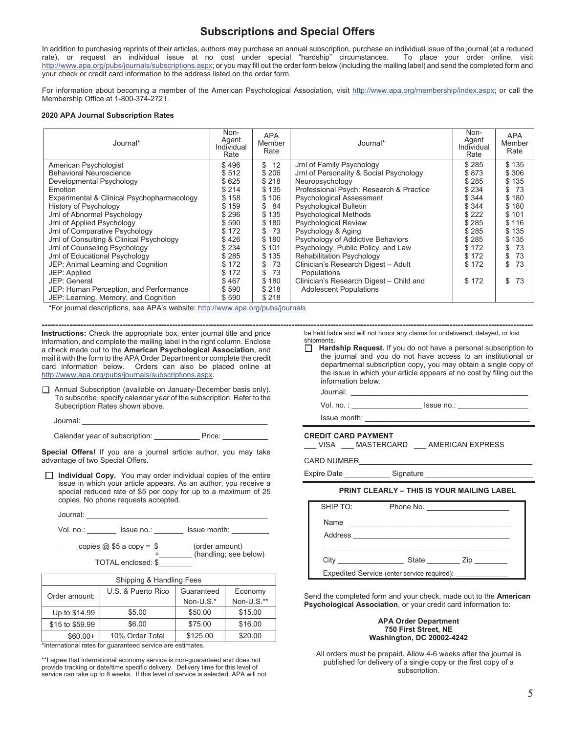# Subscriptions and Special Offers

In addition to purchasing reprints of their articles, authors may purchase an annual subscription, purchase an individual issue of the journal (at a reduced rate), or request an individual issue at no cost under special "hardship" circumstances. To place your order online, visit http://www.apa.org/pubs/journals/subscriptions.aspx; or you may fill out the order form below (including the mailing label) and send the completed form and your check or credit card information to the address listed on the order form.

For information about becoming a member of the American Psychological Association, visit http://www.apa.org/membership/index.aspx; or call the Membership Office at 1-800-374-2721.

**2020 APA Journal Subscription Rates**

| Journal* | Non-Agent Individual Rate | APA Member Rate | Journal* | Non-Agent Individual Rate | APA Member Rate |
|---|---|---|---|---|---|
| American Psychologist | $ 496 | $ 12 | Jrnl of Family Psychology | $ 285 | $ 135 |
| Behavioral Neuroscience | $ 512 | $ 206 | Jrnl of Personality & Social Psychology | $ 873 | $ 306 |
| Developmental Psychology | $ 625 | $ 218 | Neuropsychology | $ 285 | $ 135 |
| Emotion | $ 214 | $ 135 | Professional Psych: Research & Practice | $ 234 | $ 73 |
| Experimental & Clinical Psychopharmacology | $ 158 | $ 106 | Psychological Assessment | $ 344 | $ 180 |
| History of Psychology | $ 159 | $ 84 | Psychological Bulletin | $ 344 | $ 180 |
| Jrnl of Abnormal Psychology | $ 296 | $ 135 | Psychological Methods | $ 222 | $ 101 |
| Jrnl of Applied Psychology | $ 590 | $ 180 | Psychological Review | $ 285 | $ 116 |
| Jrnl of Comparative Psychology | $ 172 | $ 73 | Psychology & Aging | $ 285 | $ 135 |
| Jrnl of Consulting & Clinical Psychology | $ 426 | $ 180 | Psychology of Addictive Behaviors | $ 285 | $ 135 |
| Jrnl of Counseling Psychology | $ 234 | $ 101 | Psychology, Public Policy, and Law | $ 172 | $ 73 |
| Jrnl of Educational Psychology | $ 285 | $ 135 | Rehabilitation Psychology | $ 172 | $ 73 |
| JEP: Animal Learning and Cognition | $ 172 | $ 73 | Clinician's Research Digest – Adult Populations | $ 172 | $ 73 |
| JEP: Applied | $ 172 | $ 73 | Clinician's Research Digest – Child and Adolescent Populations | $ 172 | $ 73 |
| JEP: General | $ 467 | $ 180 | | | |
| JEP: Human Perception, and Performance | $ 590 | $ 218 | | | |
| JEP: Learning, Memory, and Cognition | $ 590 | $ 218 | | | |

*For journal descriptions, see APA's website: http://www.apa.org/pubs/journals

---

**Instructions:** Check the appropriate box, enter journal title and price information, and complete the mailing label in the right column. Enclose a check made out to the **American Psychological Association**, and mail it with the form to the APA Order Department or complete the credit card information below. Orders can also be placed online at http://www.apa.org/pubs/journals/subscriptions.aspx.

☐ Annual Subscription (available on January-December basis only). To subscribe, specify calendar year of the subscription. Refer to the Subscription Rates shown above.

Journal: ______________________________

Calendar year of subscription: ___________ Price: ___________

**Special Offers!** If you are a journal article author, you may take advantage of two Special Offers.

☐ **Individual Copy.** You may order individual copies of the entire issue in which your article appears. As an author, you receive a special reduced rate of $5 per copy for up to a maximum of 25 copies. No phone requests accepted.

Journal: ______________________________

Vol. no.: _______ Issue no.: _______ Issue month: _________

____ copies @ $5 a copy = $________ (order amount)
+________ (handling; see below)
TOTAL enclosed: $________

| Shipping & Handling Fees | | | |
|---|---|---|---|
| Order amount: | U.S. & Puerto Rico | Guaranteed Non-U.S.* | Economy Non-U.S.** |
| Up to $14.99 | $5.00 | $50.00 | $15.00 |
| $15 to $59.99 | $6.00 | $75.00 | $16.00 |
| $60.00+ | 10% Order Total | $125.00 | $20.00 |

*International rates for guaranteed service are estimates.

**I agree that international economy service is non-guaranteed and does not provide tracking or date/time specific delivery. Delivery time for this level of service can take up to 8 weeks. If this level of service is selected, APA will not be held liable and will not honor any claims for undelivered, delayed, or lost shipments.

☐ **Hardship Request.** If you do not have a personal subscription to the journal and you do not have access to an institutional or departmental subscription copy, you may obtain a single copy of the issue in which your article appears at no cost by filing out the information below.

Journal: ______________________________

Vol. no. : ________________ Issue no.: ________________

Issue month: ______________________________

**CREDIT CARD PAYMENT**

___ VISA ___ MASTERCARD ___ AMERICAN EXPRESS

CARD NUMBER______________________________

Expire Date ___________ Signature ________________________

**PRINT CLEARLY – THIS IS YOUR MAILING LABEL**

SHIP TO: Phone No. ____________________

Name ______________________________

Address ______________________________

______________________________

City ________________ State ________ Zip ________

Expedited Service (enter service required): _____________

Send the completed form and your check, made out to the **American Psychological Association**, or your credit card information to:

**APA Order Department**
**750 First Street, NE**
**Washington, DC 20002-4242**

All orders must be prepaid. Allow 4-6 weeks after the journal is published for delivery of a single copy or the first copy of a subscription.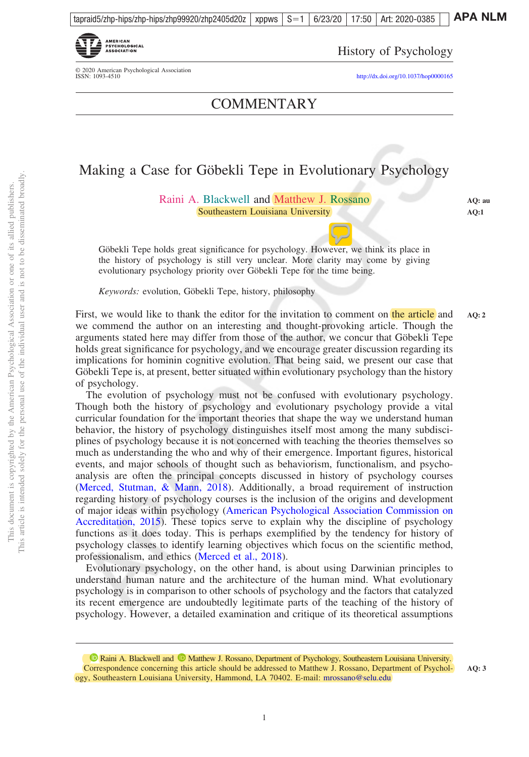COMMENTARY

# Making a Case for Göbekli Tepe in Evolutionary Psychology

Raini A. Blackwell and Matthew J. Rossano
Southeastern Louisiana University

Göbekli Tepe holds great significance for psychology. However, we think its place in the history of psychology is still very unclear. More clarity may come by giving evolutionary psychology priority over Göbekli Tepe for the time being.

*Keywords:* evolution, Göbekli Tepe, history, philosophy

First, we would like to thank the editor for the invitation to comment on the article and we commend the author on an interesting and thought-provoking article. Though the arguments stated here may differ from those of the author, we concur that Göbekli Tepe holds great significance for psychology, and we encourage greater discussion regarding its implications for hominin cognitive evolution. That being said, we present our case that Göbekli Tepe is, at present, better situated within evolutionary psychology than the history of psychology.

The evolution of psychology must not be confused with evolutionary psychology. Though both the history of psychology and evolutionary psychology provide a vital curricular foundation for the important theories that shape the way we understand human behavior, the history of psychology distinguishes itself most among the many subdisciplines of psychology because it is not concerned with teaching the theories themselves so much as understanding the who and why of their emergence. Important figures, historical events, and major schools of thought such as behaviorism, functionalism, and psychoanalysis are often the principal concepts discussed in history of psychology courses (Merced, Stutman, & Mann, 2018). Additionally, a broad requirement of instruction regarding history of psychology courses is the inclusion of the origins and development of major ideas within psychology (American Psychological Association Commission on Accreditation, 2015). These topics serve to explain why the discipline of psychology functions as it does today. This is perhaps exemplified by the tendency for history of psychology classes to identify learning objectives which focus on the scientific method, professionalism, and ethics (Merced et al., 2018).

Evolutionary psychology, on the other hand, is about using Darwinian principles to understand human nature and the architecture of the human mind. What evolutionary psychology is in comparison to other schools of psychology and the factors that catalyzed its recent emergence are undoubtedly legitimate parts of the teaching of the history of psychology. However, a detailed examination and critique of its theoretical assumptions

---

Raini A. Blackwell and Matthew J. Rossano, Department of Psychology, Southeastern Louisiana University.
Correspondence concerning this article should be addressed to Matthew J. Rossano, Department of Psychology, Southeastern Louisiana University, Hammond, LA 70402. E-mail: mrossano@selu.edu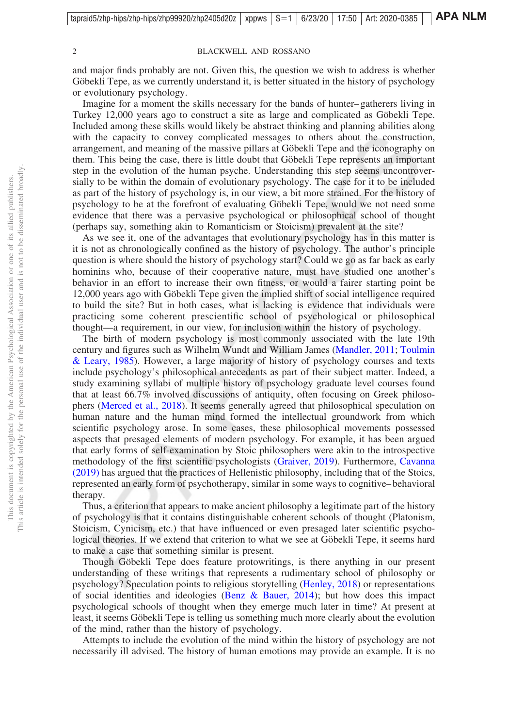and major finds probably are not. Given this, the question we wish to address is whether Göbekli Tepe, as we currently understand it, is better situated in the history of psychology or evolutionary psychology.

Imagine for a moment the skills necessary for the bands of hunter–gatherers living in Turkey 12,000 years ago to construct a site as large and complicated as Göbekli Tepe. Included among these skills would likely be abstract thinking and planning abilities along with the capacity to convey complicated messages to others about the construction, arrangement, and meaning of the massive pillars at Göbekli Tepe and the iconography on them. This being the case, there is little doubt that Göbekli Tepe represents an important step in the evolution of the human psyche. Understanding this step seems uncontroversially to be within the domain of evolutionary psychology. The case for it to be included as part of the history of psychology is, in our view, a bit more strained. For the history of psychology to be at the forefront of evaluating Göbekli Tepe, would we not need some evidence that there was a pervasive psychological or philosophical school of thought (perhaps say, something akin to Romanticism or Stoicism) prevalent at the site?

As we see it, one of the advantages that evolutionary psychology has in this matter is it is not as chronologically confined as the history of psychology. The author's principle question is where should the history of psychology start? Could we go as far back as early hominins who, because of their cooperative nature, must have studied one another's behavior in an effort to increase their own fitness, or would a fairer starting point be 12,000 years ago with Göbekli Tepe given the implied shift of social intelligence required to build the site? But in both cases, what is lacking is evidence that individuals were practicing some coherent prescientific school of psychological or philosophical thought—a requirement, in our view, for inclusion within the history of psychology.

The birth of modern psychology is most commonly associated with the late 19th century and figures such as Wilhelm Wundt and William James (Mandler, 2011; Toulmin & Leary, 1985). However, a large majority of history of psychology courses and texts include psychology's philosophical antecedents as part of their subject matter. Indeed, a study examining syllabi of multiple history of psychology graduate level courses found that at least 66.7% involved discussions of antiquity, often focusing on Greek philosophers (Merced et al., 2018). It seems generally agreed that philosophical speculation on human nature and the human mind formed the intellectual groundwork from which scientific psychology arose. In some cases, these philosophical movements possessed aspects that presaged elements of modern psychology. For example, it has been argued that early forms of self-examination by Stoic philosophers were akin to the introspective methodology of the first scientific psychologists (Graiver, 2019). Furthermore, Cavanna (2019) has argued that the practices of Hellenistic philosophy, including that of the Stoics, represented an early form of psychotherapy, similar in some ways to cognitive–behavioral therapy.

Thus, a criterion that appears to make ancient philosophy a legitimate part of the history of psychology is that it contains distinguishable coherent schools of thought (Platonism, Stoicism, Cynicism, etc.) that have influenced or even presaged later scientific psychological theories. If we extend that criterion to what we see at Göbekli Tepe, it seems hard to make a case that something similar is present.

Though Göbekli Tepe does feature protowritings, is there anything in our present understanding of these writings that represents a rudimentary school of philosophy or psychology? Speculation points to religious storytelling (Henley, 2018) or representations of social identities and ideologies (Benz & Bauer, 2014); but how does this impact psychological schools of thought when they emerge much later in time? At present at least, it seems Göbekli Tepe is telling us something much more clearly about the evolution of the mind, rather than the history of psychology.

Attempts to include the evolution of the mind within the history of psychology are not necessarily ill advised. The history of human emotions may provide an example. It is no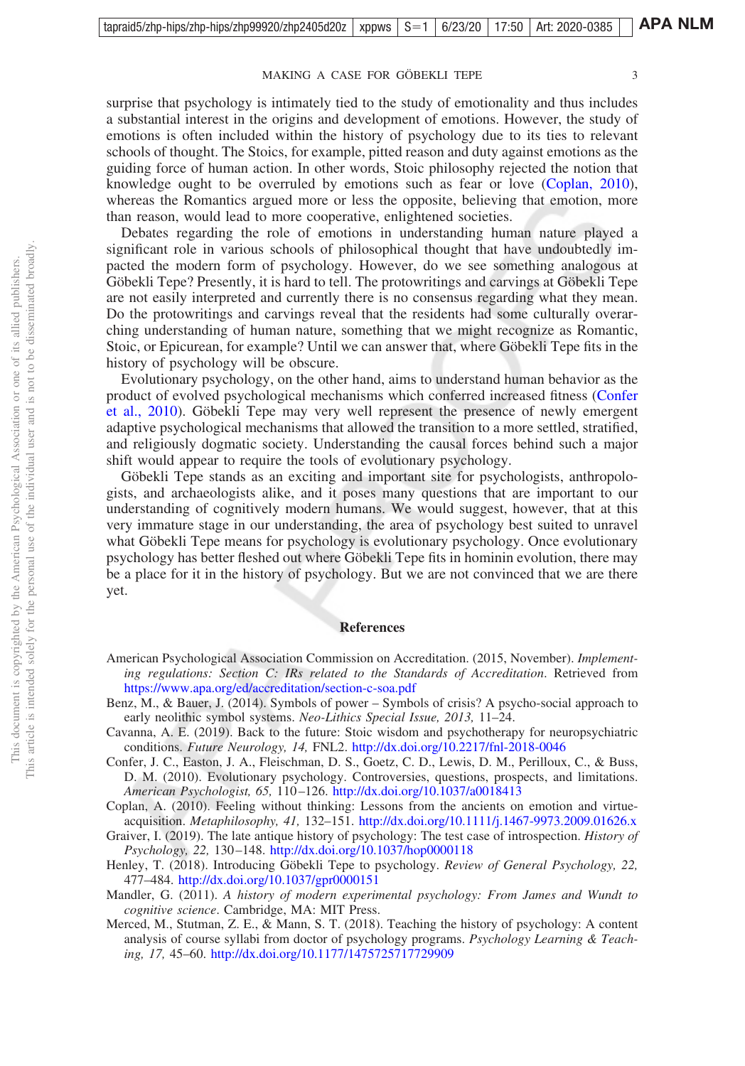surprise that psychology is intimately tied to the study of emotionality and thus includes a substantial interest in the origins and development of emotions. However, the study of emotions is often included within the history of psychology due to its ties to relevant schools of thought. The Stoics, for example, pitted reason and duty against emotions as the guiding force of human action. In other words, Stoic philosophy rejected the notion that knowledge ought to be overruled by emotions such as fear or love (Coplan, 2010), whereas the Romantics argued more or less the opposite, believing that emotion, more than reason, would lead to more cooperative, enlightened societies.

Debates regarding the role of emotions in understanding human nature played a significant role in various schools of philosophical thought that have undoubtedly impacted the modern form of psychology. However, do we see something analogous at Göbekli Tepe? Presently, it is hard to tell. The protowritings and carvings at Göbekli Tepe are not easily interpreted and currently there is no consensus regarding what they mean. Do the protowritings and carvings reveal that the residents had some culturally overarching understanding of human nature, something that we might recognize as Romantic, Stoic, or Epicurean, for example? Until we can answer that, where Göbekli Tepe fits in the history of psychology will be obscure.

Evolutionary psychology, on the other hand, aims to understand human behavior as the product of evolved psychological mechanisms which conferred increased fitness (Confer et al., 2010). Göbekli Tepe may very well represent the presence of newly emergent adaptive psychological mechanisms that allowed the transition to a more settled, stratified, and religiously dogmatic society. Understanding the causal forces behind such a major shift would appear to require the tools of evolutionary psychology.

Göbekli Tepe stands as an exciting and important site for psychologists, anthropologists, and archaeologists alike, and it poses many questions that are important to our understanding of cognitively modern humans. We would suggest, however, that at this very immature stage in our understanding, the area of psychology best suited to unravel what Göbekli Tepe means for psychology is evolutionary psychology. Once evolutionary psychology has better fleshed out where Göbekli Tepe fits in hominin evolution, there may be a place for it in the history of psychology. But we are not convinced that we are there yet.

## References

American Psychological Association Commission on Accreditation. (2015, November). *Implementing regulations: Section C: IRs related to the Standards of Accreditation*. Retrieved from https://www.apa.org/ed/accreditation/section-c-soa.pdf

Benz, M., & Bauer, J. (2014). Symbols of power – Symbols of crisis? A psycho-social approach to early neolithic symbol systems. *Neo-Lithics Special Issue, 2013,* 11–24.

Cavanna, A. E. (2019). Back to the future: Stoic wisdom and psychotherapy for neuropsychiatric conditions. *Future Neurology, 14,* FNL2. http://dx.doi.org/10.2217/fnl-2018-0046

Confer, J. C., Easton, J. A., Fleischman, D. S., Goetz, C. D., Lewis, D. M., Perilloux, C., & Buss, D. M. (2010). Evolutionary psychology. Controversies, questions, prospects, and limitations. *American Psychologist, 65,* 110–126. http://dx.doi.org/10.1037/a0018413

Coplan, A. (2010). Feeling without thinking: Lessons from the ancients on emotion and virtue-acquisition. *Metaphilosophy, 41,* 132–151. http://dx.doi.org/10.1111/j.1467-9973.2009.01626.x

Graiver, I. (2019). The late antique history of psychology: The test case of introspection. *History of Psychology, 22,* 130–148. http://dx.doi.org/10.1037/hop0000118

Henley, T. (2018). Introducing Göbekli Tepe to psychology. *Review of General Psychology, 22,* 477–484. http://dx.doi.org/10.1037/gpr0000151

Mandler, G. (2011). *A history of modern experimental psychology: From James and Wundt to cognitive science*. Cambridge, MA: MIT Press.

Merced, M., Stutman, Z. E., & Mann, S. T. (2018). Teaching the history of psychology: A content analysis of course syllabi from doctor of psychology programs. *Psychology Learning & Teaching, 17,* 45–60. http://dx.doi.org/10.1177/1475725717729909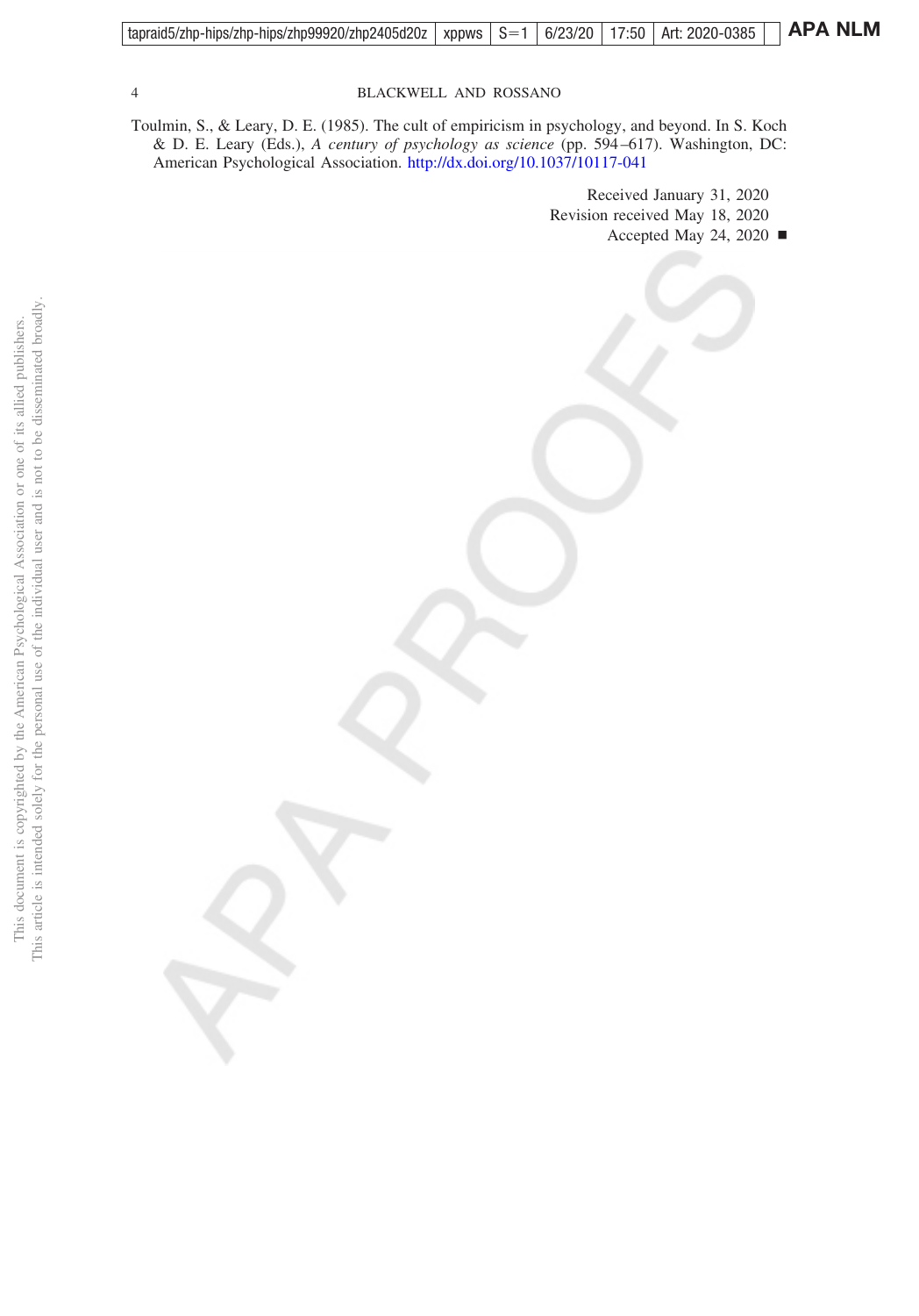Toulmin, S., & Leary, D. E. (1985). The cult of empiricism in psychology, and beyond. In S. Koch & D. E. Leary (Eds.), *A century of psychology as science* (pp. 594–617). Washington, DC: American Psychological Association. http://dx.doi.org/10.1037/10117-041

Received January 31, 2020
Revision received May 18, 2020
Accepted May 24, 2020 ■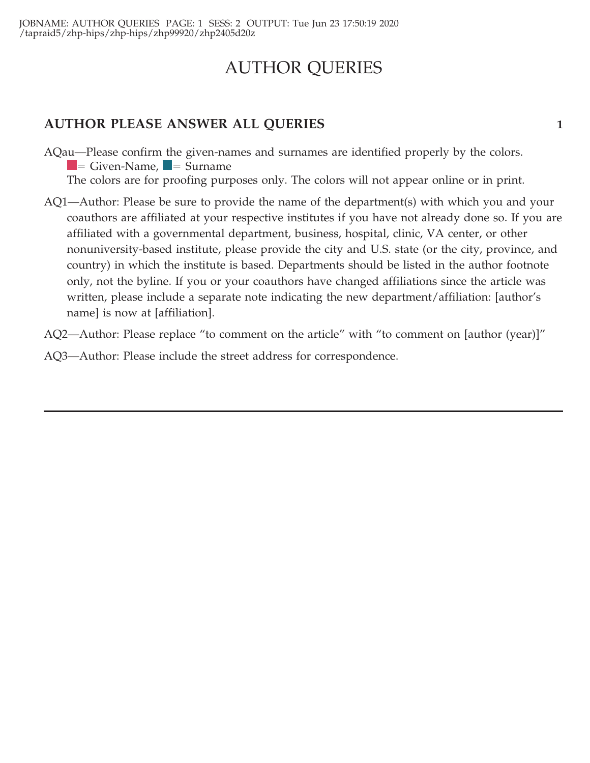# AUTHOR QUERIES

## AUTHOR PLEASE ANSWER ALL QUERIES

AQau—Please confirm the given-names and surnames are identified properly by the colors.
■= Given-Name, ■= Surname
The colors are for proofing purposes only. The colors will not appear online or in print.

AQ1—Author: Please be sure to provide the name of the department(s) with which you and your coauthors are affiliated at your respective institutes if you have not already done so. If you are affiliated with a governmental department, business, hospital, clinic, VA center, or other nonuniversity-based institute, please provide the city and U.S. state (or the city, province, and country) in which the institute is based. Departments should be listed in the author footnote only, not the byline. If you or your coauthors have changed affiliations since the article was written, please include a separate note indicating the new department/affiliation: [author's name] is now at [affiliation].

AQ2—Author: Please replace "to comment on the article" with "to comment on [author (year)]"

AQ3—Author: Please include the street address for correspondence.